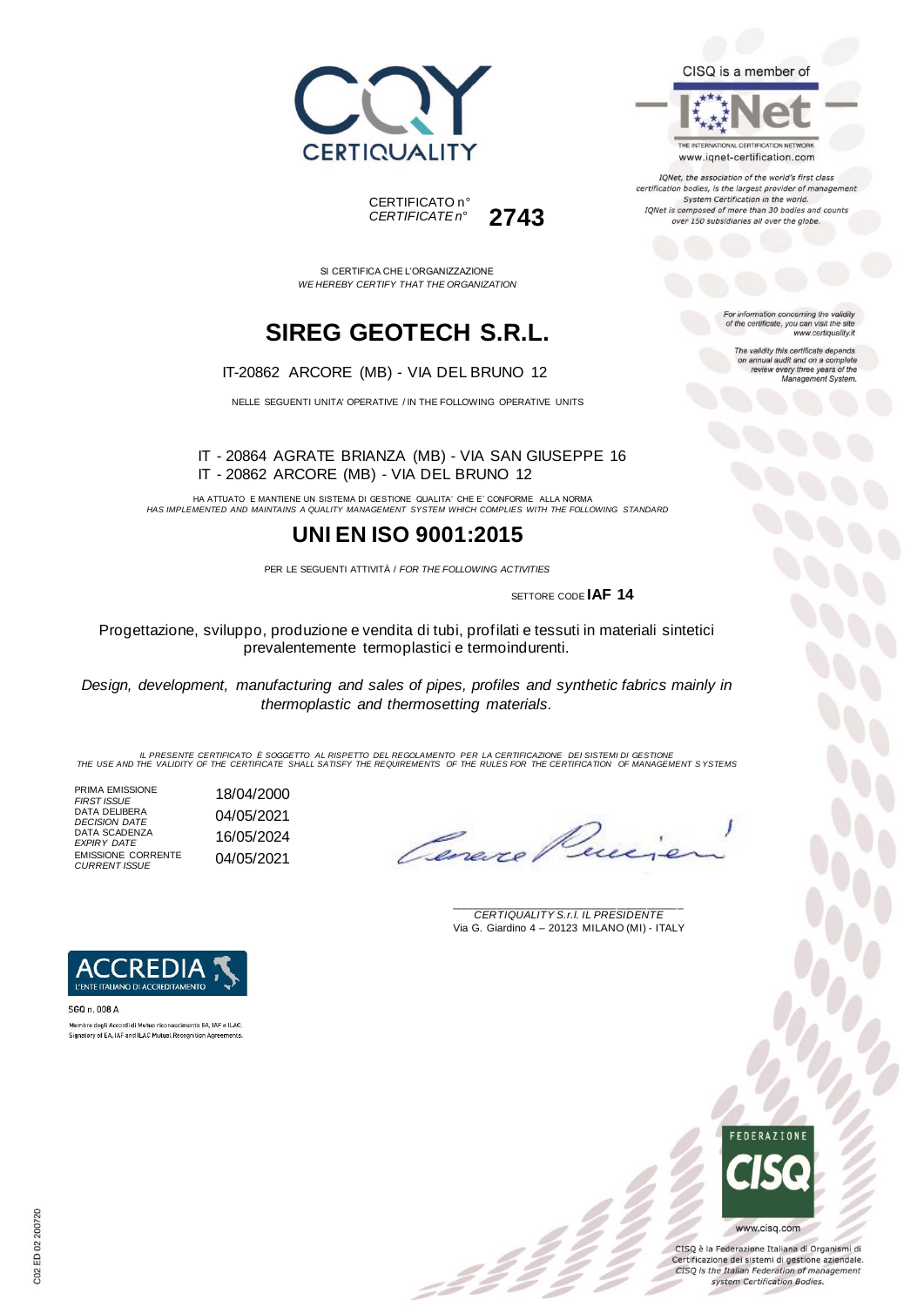CERTIQUALITY

CERTIFICATO n°
*CERTIFICATE n°* **2743**

CISQ is a member of

IQNet

THE INTERNATIONAL CERTIFICATION NETWORK
www.iqnet-certification.com

*IQNet, the association of the world's first class certification bodies, is the largest provider of management System Certification in the world. IQNet is composed of more than 30 bodies and counts over 150 subsidiaries all over the globe.*

*For information concerning the validity of the certificate, you can visit the site www.certiquality.it*

*The validity this certificate depends on annual audit and on a complete review every three years of the Management System.*

SI CERTIFICA CHE L'ORGANIZZAZIONE
*WE HEREBY CERTIFY THAT THE ORGANIZATION*

# SIREG GEOTECH S.R.L.

IT-20862 ARCORE (MB) - VIA DEL BRUNO 12

NELLE SEGUENTI UNITA' OPERATIVE / IN THE FOLLOWING OPERATIVE UNITS

IT - 20864 AGRATE BRIANZA (MB) - VIA SAN GIUSEPPE 16
IT - 20862 ARCORE (MB) - VIA DEL BRUNO 12

HA ATTUATO E MANTIENE UN SISTEMA DI GESTIONE QUALITA' CHE E' CONFORME ALLA NORMA
*HAS IMPLEMENTED AND MAINTAINS A QUALITY MANAGEMENT SYSTEM WHICH COMPLIES WITH THE FOLLOWING STANDARD*

# UNI EN ISO 9001:2015

PER LE SEGUENTI ATTIVITÀ / *FOR THE FOLLOWING ACTIVITIES*

SETTORE CODE **IAF 14**

Progettazione, sviluppo, produzione e vendita di tubi, profilati e tessuti in materiali sintetici prevalentemente termoplastici e termoindurenti.

*Design, development, manufacturing and sales of pipes, profiles and synthetic fabrics mainly in thermoplastic and thermosetting materials.*

*IL PRESENTE CERTIFICATO È SOGGETTO AL RISPETTO DEL REGOLAMENTO PER LA CERTIFICAZIONE DEI SISTEMI DI GESTIONE*
*THE USE AND THE VALIDITY OF THE CERTIFICATE SHALL SATISFY THE REQUIREMENTS OF THE RULES FOR THE CERTIFICATION OF MANAGEMENT SYSTEMS*

| | |
|---|---|
| PRIMA EMISSIONE *FIRST ISSUE* | 18/04/2000 |
| DATA DELIBERA *DECISION DATE* | 04/05/2021 |
| DATA SCADENZA *EXPIRY DATE* | 16/05/2024 |
| EMISSIONE CORRENTE *CURRENT ISSUE* | 04/05/2021 |

*CERTIQUALITY S.r.l. IL PRESIDENTE*
Via G. Giardino 4 – 20123 MILANO (MI) - ITALY

ACCREDIA
L'ENTE ITALIANO DI ACCREDITAMENTO

SGQ n. 008 A

Membro degli Accordi di Mutuo riconoscimento EA, IAF e ILAC.
Signatory of EA, IAF and ILAC Mutual Recognition Agreements.

FEDERAZIONE CISQ

www.cisq.com

CISQ è la Federazione Italiana di Organismi di Certificazione dei sistemi di gestione aziendale.
*CISQ is the Italian Federation of management system Certification Bodies.*

C02 ED 02 200720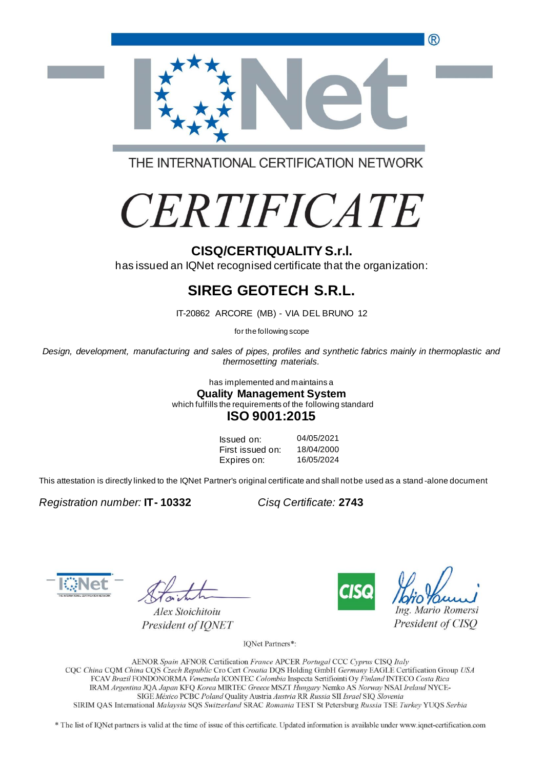THE INTERNATIONAL CERTIFICATION NETWORK

# CERTIFICATE

## CISQ/CERTIQUALITY S.r.l.

has issued an IQNet recognised certificate that the organization:

## SIREG GEOTECH S.R.L.

IT-20862 ARCORE (MB) - VIA DEL BRUNO 12

for the following scope

*Design, development, manufacturing and sales of pipes, profiles and synthetic fabrics mainly in thermoplastic and thermosetting materials.*

has implemented and maintains a

**Quality Management System**

which fulfills the requirements of the following standard

**ISO 9001:2015**

| | |
|---|---|
| Issued on: | 04/05/2021 |
| First issued on: | 18/04/2000 |
| Expires on: | 16/05/2024 |

This attestation is directly linked to the IQNet Partner's original certificate and shall not be used as a stand-alone document

*Registration number:* **IT- 10332** *Cisq Certificate:* **2743**

*Alex Stoichitoiu*
*President of IQNET*

*Ing. Mario Romersi*
*President of CISQ*

IQNet Partners*:

AENOR *Spain* AFNOR Certification *France* APCER *Portugal* CCC *Cyprus* CISQ *Italy*
CQC *China* CQM *China* CQS *Czech Republic* Cro Cert *Croatia* DQS Holding GmbH *Germany* EAGLE Certification Group *USA*
FCAV *Brazil* FONDONORMA *Venezuela* ICONTEC *Colombia* Inspecta Sertifiointi Oy *Finland* INTECO *Costa Rica*
IRAM *Argentina* JQA *Japan* KFQ *Korea* MIRTEC *Greece* MSZT *Hungary* Nemko AS *Norway* NSAI *Ireland* NYCE-SIGE *México* PCBC *Poland* Quality Austria *Austria* RR *Russia* SII *Israel* SIQ *Slovenia*
SIRIM QAS International *Malaysia* SQS *Switzerland* SRAC *Romania* TEST St Petersburg *Russia* TSE *Turkey* YUQS *Serbia*

\* The list of IQNet partners is valid at the time of issue of this certificate. Updated information is available under www.iqnet-certification.com